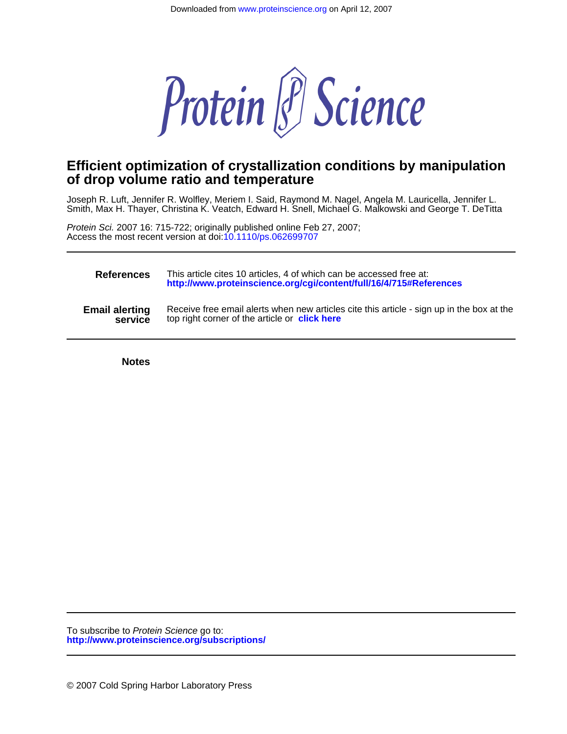Downloaded from www.proteinscience.org on April 12, 2007

# Protein Science

## Efficient optimization of crystallization conditions by manipulation of drop volume ratio and temperature

Joseph R. Luft, Jennifer R. Wolfley, Meriem I. Said, Raymond M. Nagel, Angela M. Lauricella, Jennifer L. Smith, Max H. Thayer, Christina K. Veatch, Edward H. Snell, Michael G. Malkowski and George T. DeTitta

*Protein Sci.* 2007 16: 715-722; originally published online Feb 27, 2007;
Access the most recent version at doi:10.1110/ps.062699707

---

**References** This article cites 10 articles, 4 of which can be accessed free at:
**http://www.proteinscience.org/cgi/content/full/16/4/715#References**

**Email alerting service** Receive free email alerts when new articles cite this article - sign up in the box at the top right corner of the article or **click here**

---

**Notes**

---

To subscribe to *Protein Science* go to:
**http://www.proteinscience.org/subscriptions/**

---

© 2007 Cold Spring Harbor Laboratory Press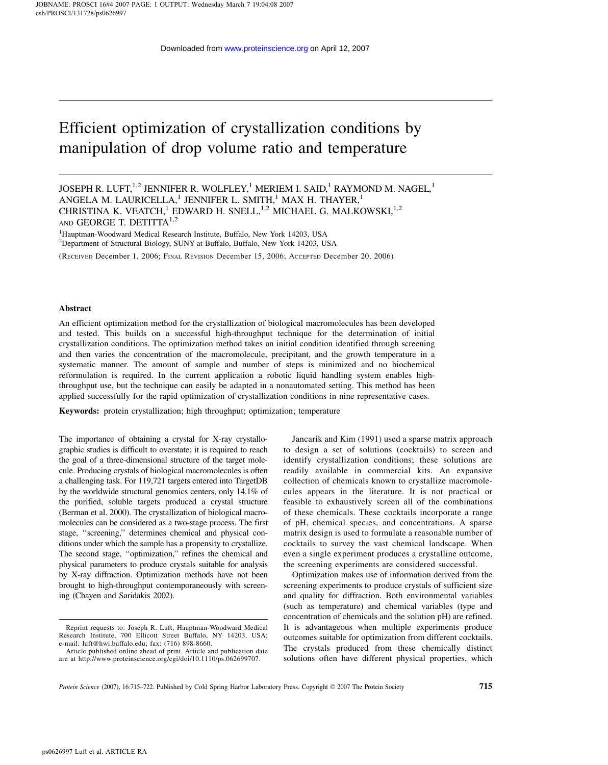# Efficient optimization of crystallization conditions by manipulation of drop volume ratio and temperature

JOSEPH R. LUFT,[1,2] JENNIFER R. WOLFLEY,[1] MERIEM I. SAID,[1] RAYMOND M. NAGEL,[1] ANGELA M. LAURICELLA,[1] JENNIFER L. SMITH,[1] MAX H. THAYER,[1] CHRISTINA K. VEATCH,[1] EDWARD H. SNELL,[1,2] MICHAEL G. MALKOWSKI,[1,2] AND GEORGE T. DETITTA[1,2]

[1]Hauptman-Woodward Medical Research Institute, Buffalo, New York 14203, USA
[2]Department of Structural Biology, SUNY at Buffalo, Buffalo, New York 14203, USA

(RECEIVED December 1, 2006; FINAL REVISION December 15, 2006; ACCEPTED December 20, 2006)

## Abstract

An efficient optimization method for the crystallization of biological macromolecules has been developed and tested. This builds on a successful high-throughput technique for the determination of initial crystallization conditions. The optimization method takes an initial condition identified through screening and then varies the concentration of the macromolecule, precipitant, and the growth temperature in a systematic manner. The amount of sample and number of steps is minimized and no biochemical reformulation is required. In the current application a robotic liquid handling system enables high-throughput use, but the technique can easily be adapted in a nonautomated setting. This method has been applied successfully for the rapid optimization of crystallization conditions in nine representative cases.

**Keywords:** protein crystallization; high throughput; optimization; temperature

The importance of obtaining a crystal for X-ray crystallographic studies is difficult to overstate; it is required to reach the goal of a three-dimensional structure of the target molecule. Producing crystals of biological macromolecules is often a challenging task. For 119,721 targets entered into TargetDB by the worldwide structural genomics centers, only 14.1% of the purified, soluble targets produced a crystal structure (Berman et al. 2000). The crystallization of biological macromolecules can be considered as a two-stage process. The first stage, "screening," determines chemical and physical conditions under which the sample has a propensity to crystallize. The second stage, "optimization," refines the chemical and physical parameters to produce crystals suitable for analysis by X-ray diffraction. Optimization methods have not been brought to high-throughput contemporaneously with screening (Chayen and Saridakis 2002).

Jancarik and Kim (1991) used a sparse matrix approach to design a set of solutions (cocktails) to screen and identify crystallization conditions; these solutions are readily available in commercial kits. An expansive collection of chemicals known to crystallize macromolecules appears in the literature. It is not practical or feasible to exhaustively screen all of the combinations of these chemicals. These cocktails incorporate a range of pH, chemical species, and concentrations. A sparse matrix design is used to formulate a reasonable number of cocktails to survey the vast chemical landscape. When even a single experiment produces a crystalline outcome, the screening experiments are considered successful.

Optimization makes use of information derived from the screening experiments to produce crystals of sufficient size and quality for diffraction. Both environmental variables (such as temperature) and chemical variables (type and concentration of chemicals and the solution pH) are refined. It is advantageous when multiple experiments produce outcomes suitable for optimization from different cocktails. The crystals produced from these chemically distinct solutions often have different physical properties, which

Reprint requests to: Joseph R. Luft, Hauptman-Woodward Medical Research Institute, 700 Ellicott Street Buffalo, NY 14203, USA; e-mail: luft@hwi.buffalo.edu; fax: (716) 898-8660.

Article published online ahead of print. Article and publication date are at http://www.proteinscience.org/cgi/doi/10.1110/ps.062699707.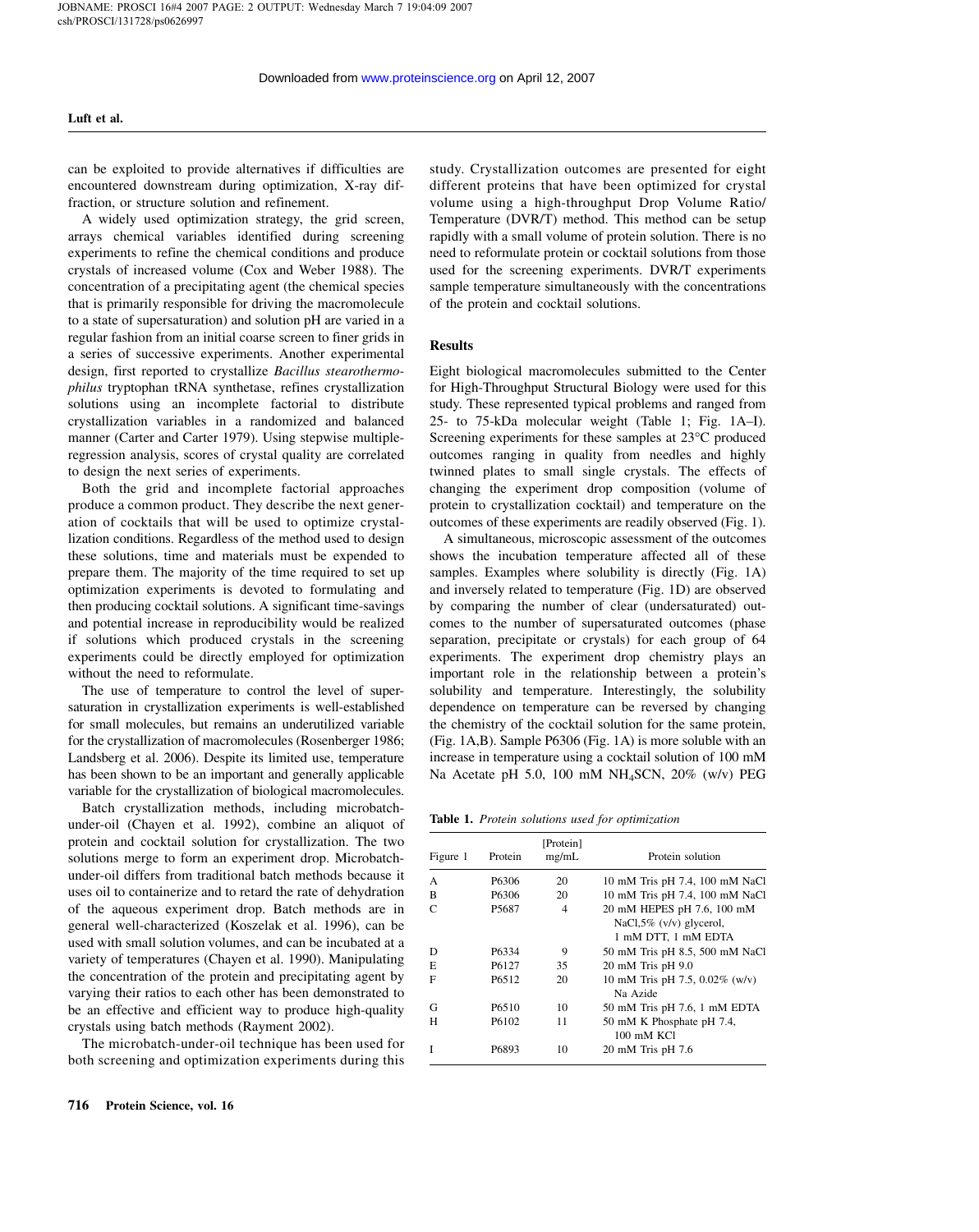can be exploited to provide alternatives if difficulties are encountered downstream during optimization, X-ray diffraction, or structure solution and refinement.

A widely used optimization strategy, the grid screen, arrays chemical variables identified during screening experiments to refine the chemical conditions and produce crystals of increased volume (Cox and Weber 1988). The concentration of a precipitating agent (the chemical species that is primarily responsible for driving the macromolecule to a state of supersaturation) and solution pH are varied in a regular fashion from an initial coarse screen to finer grids in a series of successive experiments. Another experimental design, first reported to crystallize *Bacillus stearothermophilus* tryptophan tRNA synthetase, refines crystallization solutions using an incomplete factorial to distribute crystallization variables in a randomized and balanced manner (Carter and Carter 1979). Using stepwise multiple-regression analysis, scores of crystal quality are correlated to design the next series of experiments.

Both the grid and incomplete factorial approaches produce a common product. They describe the next generation of cocktails that will be used to optimize crystallization conditions. Regardless of the method used to design these solutions, time and materials must be expended to prepare them. The majority of the time required to set up optimization experiments is devoted to formulating and then producing cocktail solutions. A significant time-savings and potential increase in reproducibility would be realized if solutions which produced crystals in the screening experiments could be directly employed for optimization without the need to reformulate.

The use of temperature to control the level of supersaturation in crystallization experiments is well-established for small molecules, but remains an underutilized variable for the crystallization of macromolecules (Rosenberger 1986; Landsberg et al. 2006). Despite its limited use, temperature has been shown to be an important and generally applicable variable for the crystallization of biological macromolecules.

Batch crystallization methods, including microbatch-under-oil (Chayen et al. 1992), combine an aliquot of protein and cocktail solution for crystallization. The two solutions merge to form an experiment drop. Microbatch-under-oil differs from traditional batch methods because it uses oil to containerize and to retard the rate of dehydration of the aqueous experiment drop. Batch methods are in general well-characterized (Koszelak et al. 1996), can be used with small solution volumes, and can be incubated at a variety of temperatures (Chayen et al. 1990). Manipulating the concentration of the protein and precipitating agent by varying their ratios to each other has been demonstrated to be an effective and efficient way to produce high-quality crystals using batch methods (Rayment 2002).

The microbatch-under-oil technique has been used for both screening and optimization experiments during this study. Crystallization outcomes are presented for eight different proteins that have been optimized for crystal volume using a high-throughput Drop Volume Ratio/Temperature (DVR/T) method. This method can be setup rapidly with a small volume of protein solution. There is no need to reformulate protein or cocktail solutions from those used for the screening experiments. DVR/T experiments sample temperature simultaneously with the concentrations of the protein and cocktail solutions.

## Results

Eight biological macromolecules submitted to the Center for High-Throughput Structural Biology were used for this study. These represented typical problems and ranged from 25- to 75-kDa molecular weight (Table 1; Fig. 1A–I). Screening experiments for these samples at 23°C produced outcomes ranging in quality from needles and highly twinned plates to small single crystals. The effects of changing the experiment drop composition (volume of protein to crystallization cocktail) and temperature on the outcomes of these experiments are readily observed (Fig. 1).

A simultaneous, microscopic assessment of the outcomes shows the incubation temperature affected all of these samples. Examples where solubility is directly (Fig. 1A) and inversely related to temperature (Fig. 1D) are observed by comparing the number of clear (undersaturated) outcomes to the number of supersaturated outcomes (phase separation, precipitate or crystals) for each group of 64 experiments. The experiment drop chemistry plays an important role in the relationship between a protein's solubility and temperature. Interestingly, the solubility dependence on temperature can be reversed by changing the chemistry of the cocktail solution for the same protein, (Fig. 1A,B). Sample P6306 (Fig. 1A) is more soluble with an increase in temperature using a cocktail solution of 100 mM Na Acetate pH 5.0, 100 mM $NH_4SCN$, 20% (w/v) PEG

**Table 1.** *Protein solutions used for optimization*

| Figure 1 | Protein | [Protein] mg/mL | Protein solution |
|---|---|---|---|
| A | P6306 | 20 | 10 mM Tris pH 7.4, 100 mM NaCl |
| B | P6306 | 20 | 10 mM Tris pH 7.4, 100 mM NaCl |
| C | P5687 | 4 | 20 mM HEPES pH 7.6, 100 mM NaCl,5% (v/v) glycerol, 1 mM DTT, 1 mM EDTA |
| D | P6334 | 9 | 50 mM Tris pH 8.5, 500 mM NaCl |
| E | P6127 | 35 | 20 mM Tris pH 9.0 |
| F | P6512 | 20 | 10 mM Tris pH 7.5, 0.02% (w/v) Na Azide |
| G | P6510 | 10 | 50 mM Tris pH 7.6, 1 mM EDTA |
| H | P6102 | 11 | 50 mM K Phosphate pH 7.4, 100 mM KCl |
| I | P6893 | 10 | 20 mM Tris pH 7.6 |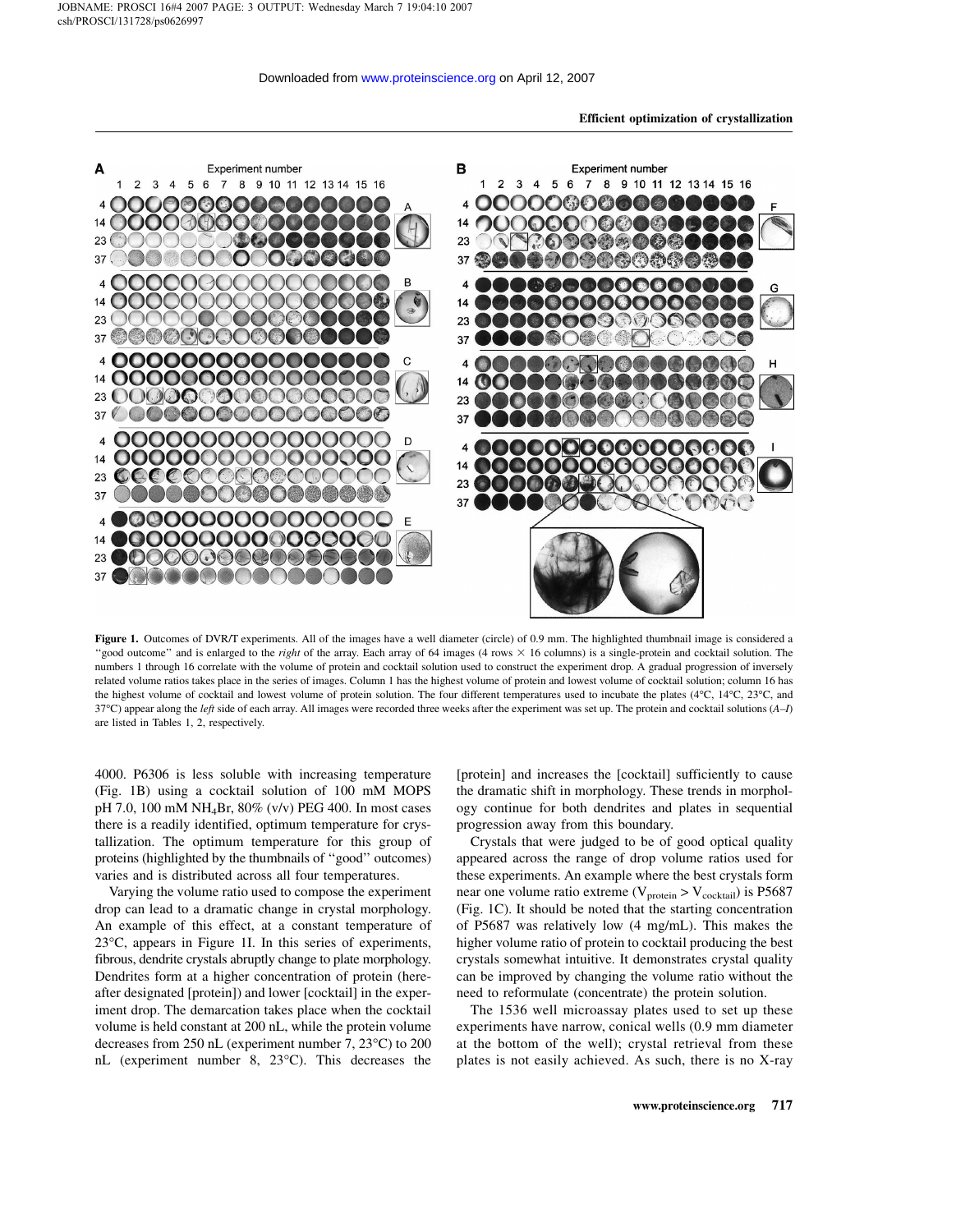**Figure 1.** Outcomes of DVR/T experiments. All of the images have a well diameter (circle) of 0.9 mm. The highlighted thumbnail image is considered a "good outcome" and is enlarged to the *right* of the array. Each array of 64 images (4 rows × 16 columns) is a single-protein and cocktail solution. The numbers 1 through 16 correlate with the volume of protein and cocktail solution used to construct the experiment drop. A gradual progression of inversely related volume ratios takes place in the series of images. Column 1 has the highest volume of protein and lowest volume of cocktail solution; column 16 has the highest volume of cocktail and lowest volume of protein solution. The four different temperatures used to incubate the plates (4°C, 14°C, 23°C, and 37°C) appear along the *left* side of each array. All images were recorded three weeks after the experiment was set up. The protein and cocktail solutions (*A*–*I*) are listed in Tables 1, 2, respectively.

4000. P6306 is less soluble with increasing temperature (Fig. 1B) using a cocktail solution of 100 mM MOPS pH 7.0, 100 mM $NH_4Br$, 80% (v/v) PEG 400. In most cases there is a readily identified, optimum temperature for crystallization. The optimum temperature for this group of proteins (highlighted by the thumbnails of "good" outcomes) varies and is distributed across all four temperatures.

Varying the volume ratio used to compose the experiment drop can lead to a dramatic change in crystal morphology. An example of this effect, at a constant temperature of 23°C, appears in Figure 1I. In this series of experiments, fibrous, dendrite crystals abruptly change to plate morphology. Dendrites form at a higher concentration of protein (hereafter designated [protein]) and lower [cocktail] in the experiment drop. The demarcation takes place when the cocktail volume is held constant at 200 nL, while the protein volume decreases from 250 nL (experiment number 7, 23°C) to 200 nL (experiment number 8, 23°C). This decreases the [protein] and increases the [cocktail] sufficiently to cause the dramatic shift in morphology. These trends in morphology continue for both dendrites and plates in sequential progression away from this boundary.

Crystals that were judged to be of good optical quality appeared across the range of drop volume ratios used for these experiments. An example where the best crystals form near one volume ratio extreme ($V_{protein} > V_{cocktail}$) is P5687 (Fig. 1C). It should be noted that the starting concentration of P5687 was relatively low (4 mg/mL). This makes the higher volume ratio of protein to cocktail producing the best crystals somewhat intuitive. It demonstrates crystal quality can be improved by changing the volume ratio without the need to reformulate (concentrate) the protein solution.

The 1536 well microassay plates used to set up these experiments have narrow, conical wells (0.9 mm diameter at the bottom of the well); crystal retrieval from these plates is not easily achieved. As such, there is no X-ray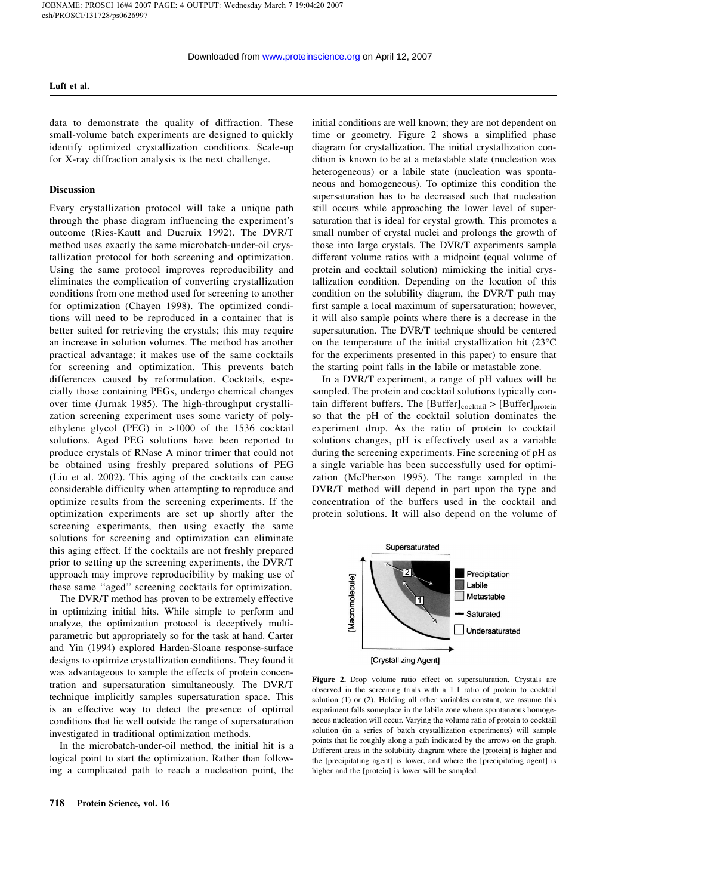data to demonstrate the quality of diffraction. These small-volume batch experiments are designed to quickly identify optimized crystallization conditions. Scale-up for X-ray diffraction analysis is the next challenge.

## Discussion

Every crystallization protocol will take a unique path through the phase diagram influencing the experiment's outcome (Ries-Kautt and Ducruix 1992). The DVR/T method uses exactly the same microbatch-under-oil crystallization protocol for both screening and optimization. Using the same protocol improves reproducibility and eliminates the complication of converting crystallization conditions from one method used for screening to another for optimization (Chayen 1998). The optimized conditions will need to be reproduced in a container that is better suited for retrieving the crystals; this may require an increase in solution volumes. The method has another practical advantage; it makes use of the same cocktails for screening and optimization. This prevents batch differences caused by reformulation. Cocktails, especially those containing PEGs, undergo chemical changes over time (Jurnak 1985). The high-throughput crystallization screening experiment uses some variety of polyethylene glycol (PEG) in >1000 of the 1536 cocktail solutions. Aged PEG solutions have been reported to produce crystals of RNase A minor trimer that could not be obtained using freshly prepared solutions of PEG (Liu et al. 2002). This aging of the cocktails can cause considerable difficulty when attempting to reproduce and optimize results from the screening experiments. If the optimization experiments are set up shortly after the screening experiments, then using exactly the same solutions for screening and optimization can eliminate this aging effect. If the cocktails are not freshly prepared prior to setting up the screening experiments, the DVR/T approach may improve reproducibility by making use of these same ''aged'' screening cocktails for optimization.

The DVR/T method has proven to be extremely effective in optimizing initial hits. While simple to perform and analyze, the optimization protocol is deceptively multiparametric but appropriately so for the task at hand. Carter and Yin (1994) explored Harden-Sloane response-surface designs to optimize crystallization conditions. They found it was advantageous to sample the effects of protein concentration and supersaturation simultaneously. The DVR/T technique implicitly samples supersaturation space. This is an effective way to detect the presence of optimal conditions that lie well outside the range of supersaturation investigated in traditional optimization methods.

In the microbatch-under-oil method, the initial hit is a logical point to start the optimization. Rather than following a complicated path to reach a nucleation point, the initial conditions are well known; they are not dependent on time or geometry. Figure 2 shows a simplified phase diagram for crystallization. The initial crystallization condition is known to be at a metastable state (nucleation was heterogeneous) or a labile state (nucleation was spontaneous and homogeneous). To optimize this condition the supersaturation has to be decreased such that nucleation still occurs while approaching the lower level of supersaturation that is ideal for crystal growth. This promotes a small number of crystal nuclei and prolongs the growth of those into large crystals. The DVR/T experiments sample different volume ratios with a midpoint (equal volume of protein and cocktail solution) mimicking the initial crystallization condition. Depending on the location of this condition on the solubility diagram, the DVR/T path may first sample a local maximum of supersaturation; however, it will also sample points where there is a decrease in the supersaturation. The DVR/T technique should be centered on the temperature of the initial crystallization hit (23°C for the experiments presented in this paper) to ensure that the starting point falls in the labile or metastable zone.

In a DVR/T experiment, a range of pH values will be sampled. The protein and cocktail solutions typically contain different buffers. The $[\text{Buffer}]_{\text{cocktail}} > [\text{Buffer}]_{\text{protein}}$ so that the pH of the cocktail solution dominates the experiment drop. As the ratio of protein to cocktail solutions changes, pH is effectively used as a variable during the screening experiments. Fine screening of pH as a single variable has been successfully used for optimization (McPherson 1995). The range sampled in the DVR/T method will depend in part upon the type and concentration of the buffers used in the cocktail and protein solutions. It will also depend on the volume of

**Figure 2.** Drop volume ratio effect on supersaturation. Crystals are observed in the screening trials with a 1:1 ratio of protein to cocktail solution (1) or (2). Holding all other variables constant, we assume this experiment falls someplace in the labile zone where spontaneous homogeneous nucleation will occur. Varying the volume ratio of protein to cocktail solution (in a series of batch crystallization experiments) will sample points that lie roughly along a path indicated by the arrows on the graph. Different areas in the solubility diagram where the [protein] is higher and the [precipitating agent] is lower, and where the [precipitating agent] is higher and the [protein] is lower will be sampled.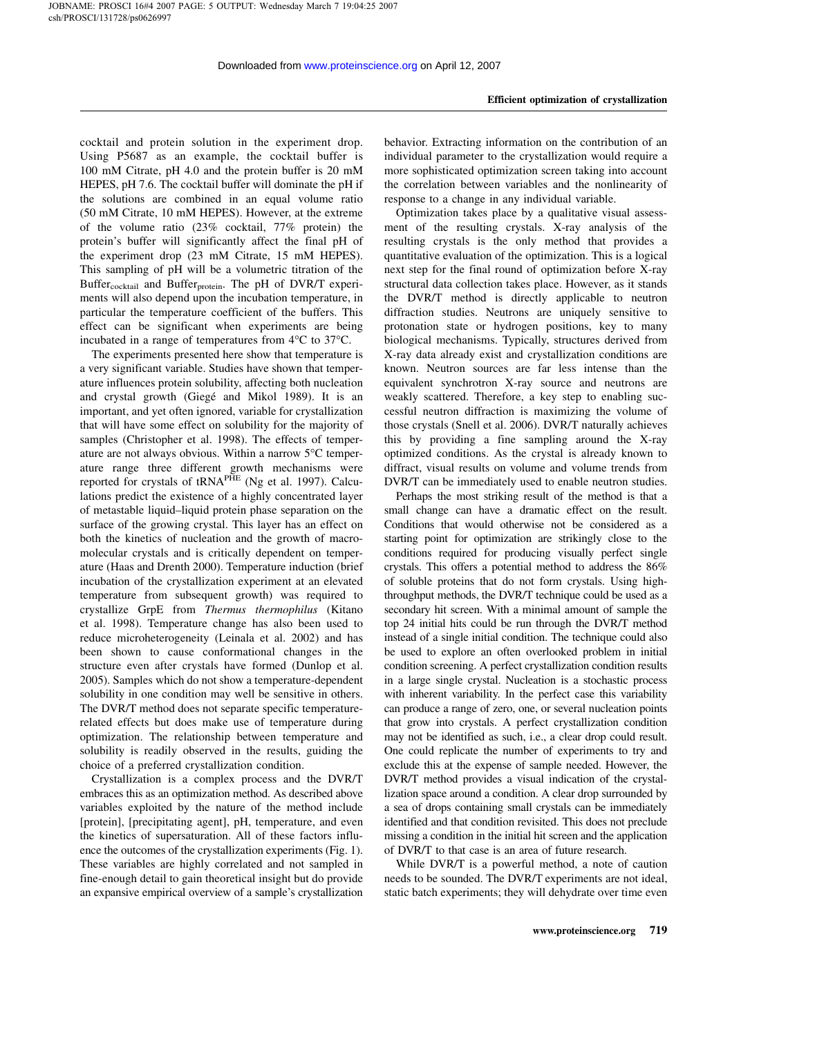cocktail and protein solution in the experiment drop. Using P5687 as an example, the cocktail buffer is 100 mM Citrate, pH 4.0 and the protein buffer is 20 mM HEPES, pH 7.6. The cocktail buffer will dominate the pH if the solutions are combined in an equal volume ratio (50 mM Citrate, 10 mM HEPES). However, at the extreme of the volume ratio (23% cocktail, 77% protein) the protein's buffer will significantly affect the final pH of the experiment drop (23 mM Citrate, 15 mM HEPES). This sampling of pH will be a volumetric titration of the $Buffer_{cocktail}$ and $Buffer_{protein}$. The pH of DVR/T experiments will also depend upon the incubation temperature, in particular the temperature coefficient of the buffers. This effect can be significant when experiments are being incubated in a range of temperatures from 4°C to 37°C.

The experiments presented here show that temperature is a very significant variable. Studies have shown that temperature influences protein solubility, affecting both nucleation and crystal growth (Giegé and Mikol 1989). It is an important, and yet often ignored, variable for crystallization that will have some effect on solubility for the majority of samples (Christopher et al. 1998). The effects of temperature are not always obvious. Within a narrow 5°C temperature range three different growth mechanisms were reported for crystals of $tRNA^{PHE}$ (Ng et al. 1997). Calculations predict the existence of a highly concentrated layer of metastable liquid–liquid protein phase separation on the surface of the growing crystal. This layer has an effect on both the kinetics of nucleation and the growth of macromolecular crystals and is critically dependent on temperature (Haas and Drenth 2000). Temperature induction (brief incubation of the crystallization experiment at an elevated temperature from subsequent growth) was required to crystallize GrpE from *Thermus thermophilus* (Kitano et al. 1998). Temperature change has also been used to reduce microheterogeneity (Leinala et al. 2002) and has been shown to cause conformational changes in the structure even after crystals have formed (Dunlop et al. 2005). Samples which do not show a temperature-dependent solubility in one condition may well be sensitive in others. The DVR/T method does not separate specific temperature-related effects but does make use of temperature during optimization. The relationship between temperature and solubility is readily observed in the results, guiding the choice of a preferred crystallization condition.

Crystallization is a complex process and the DVR/T embraces this as an optimization method. As described above variables exploited by the nature of the method include [protein], [precipitating agent], pH, temperature, and even the kinetics of supersaturation. All of these factors influence the outcomes of the crystallization experiments (Fig. 1). These variables are highly correlated and not sampled in fine-enough detail to gain theoretical insight but do provide an expansive empirical overview of a sample's crystallization behavior. Extracting information on the contribution of an individual parameter to the crystallization would require a more sophisticated optimization screen taking into account the correlation between variables and the nonlinearity of response to a change in any individual variable.

Optimization takes place by a qualitative visual assessment of the resulting crystals. X-ray analysis of the resulting crystals is the only method that provides a quantitative evaluation of the optimization. This is a logical next step for the final round of optimization before X-ray structural data collection takes place. However, as it stands the DVR/T method is directly applicable to neutron diffraction studies. Neutrons are uniquely sensitive to protonation state or hydrogen positions, key to many biological mechanisms. Typically, structures derived from X-ray data already exist and crystallization conditions are known. Neutron sources are far less intense than the equivalent synchrotron X-ray source and neutrons are weakly scattered. Therefore, a key step to enabling successful neutron diffraction is maximizing the volume of those crystals (Snell et al. 2006). DVR/T naturally achieves this by providing a fine sampling around the X-ray optimized conditions. As the crystal is already known to diffract, visual results on volume and volume trends from DVR/T can be immediately used to enable neutron studies.

Perhaps the most striking result of the method is that a small change can have a dramatic effect on the result. Conditions that would otherwise not be considered as a starting point for optimization are strikingly close to the conditions required for producing visually perfect single crystals. This offers a potential method to address the 86% of soluble proteins that do not form crystals. Using high-throughput methods, the DVR/T technique could be used as a secondary hit screen. With a minimal amount of sample the top 24 initial hits could be run through the DVR/T method instead of a single initial condition. The technique could also be used to explore an often overlooked problem in initial condition screening. A perfect crystallization condition results in a large single crystal. Nucleation is a stochastic process with inherent variability. In the perfect case this variability can produce a range of zero, one, or several nucleation points that grow into crystals. A perfect crystallization condition may not be identified as such, i.e., a clear drop could result. One could replicate the number of experiments to try and exclude this at the expense of sample needed. However, the DVR/T method provides a visual indication of the crystallization space around a condition. A clear drop surrounded by a sea of drops containing small crystals can be immediately identified and that condition revisited. This does not preclude missing a condition in the initial hit screen and the application of DVR/T to that case is an area of future research.

While DVR/T is a powerful method, a note of caution needs to be sounded. The DVR/T experiments are not ideal, static batch experiments; they will dehydrate over time even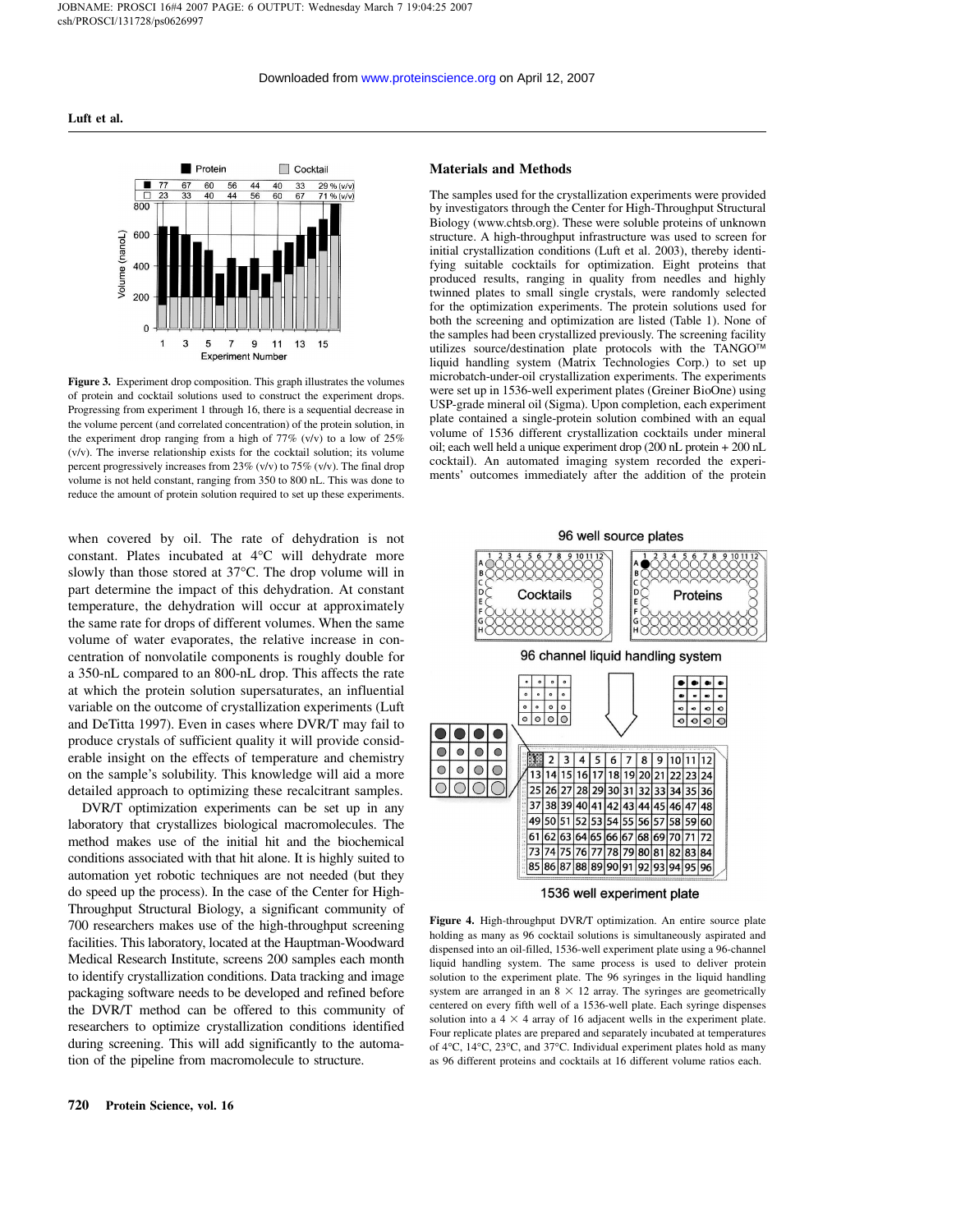**Figure 3.** Experiment drop composition. This graph illustrates the volumes of protein and cocktail solutions used to construct the experiment drops. Progressing from experiment 1 through 16, there is a sequential decrease in the volume percent (and correlated concentration) of the protein solution, in the experiment drop ranging from a high of 77% (v/v) to a low of 25% (v/v). The inverse relationship exists for the cocktail solution; its volume percent progressively increases from 23% (v/v) to 75% (v/v). The final drop volume is not held constant, ranging from 350 to 800 nL. This was done to reduce the amount of protein solution required to set up these experiments.

when covered by oil. The rate of dehydration is not constant. Plates incubated at 4°C will dehydrate more slowly than those stored at 37°C. The drop volume will in part determine the impact of this dehydration. At constant temperature, the dehydration will occur at approximately the same rate for drops of different volumes. When the same volume of water evaporates, the relative increase in concentration of nonvolatile components is roughly double for a 350-nL compared to an 800-nL drop. This affects the rate at which the protein solution supersaturates, an influential variable on the outcome of crystallization experiments (Luft and DeTitta 1997). Even in cases where DVR/T may fail to produce crystals of sufficient quality it will provide considerable insight on the effects of temperature and chemistry on the sample's solubility. This knowledge will aid a more detailed approach to optimizing these recalcitrant samples.

DVR/T optimization experiments can be set up in any laboratory that crystallizes biological macromolecules. The method makes use of the initial hit and the biochemical conditions associated with that hit alone. It is highly suited to automation yet robotic techniques are not needed (but they do speed up the process). In the case of the Center for High-Throughput Structural Biology, a significant community of 700 researchers makes use of the high-throughput screening facilities. This laboratory, located at the Hauptman-Woodward Medical Research Institute, screens 200 samples each month to identify crystallization conditions. Data tracking and image packaging software needs to be developed and refined before the DVR/T method can be offered to this community of researchers to optimize crystallization conditions identified during screening. This will add significantly to the automation of the pipeline from macromolecule to structure.

## Materials and Methods

The samples used for the crystallization experiments were provided by investigators through the Center for High-Throughput Structural Biology (www.chtsb.org). These were soluble proteins of unknown structure. A high-throughput infrastructure was used to screen for initial crystallization conditions (Luft et al. 2003), thereby identifying suitable cocktails for optimization. Eight proteins that produced results, ranging in quality from needles and highly twinned plates to small single crystals, were randomly selected for the optimization experiments. The protein solutions used for both the screening and optimization are listed (Table 1). None of the samples had been crystallized previously. The screening facility utilizes source/destination plate protocols with the TANGO™ liquid handling system (Matrix Technologies Corp.) to set up microbatch-under-oil crystallization experiments. The experiments were set up in 1536-well experiment plates (Greiner BioOne) using USP-grade mineral oil (Sigma). Upon completion, each experiment plate contained a single-protein solution combined with an equal volume of 1536 different crystallization cocktails under mineral oil; each well held a unique experiment drop (200 nL protein + 200 nL cocktail). An automated imaging system recorded the experiments' outcomes immediately after the addition of the protein

**Figure 4.** High-throughput DVR/T optimization. An entire source plate holding as many as 96 cocktail solutions is simultaneously aspirated and dispensed into an oil-filled, 1536-well experiment plate using a 96-channel liquid handling system. The same process is used to deliver protein solution to the experiment plate. The 96 syringes in the liquid handling system are arranged in an 8 × 12 array. The syringes are geometrically centered on every fifth well of a 1536-well plate. Each syringe dispenses solution into a 4 × 4 array of 16 adjacent wells in the experiment plate. Four replicate plates are prepared and separately incubated at temperatures of 4°C, 14°C, 23°C, and 37°C. Individual experiment plates hold as many as 96 different proteins and cocktails at 16 different volume ratios each.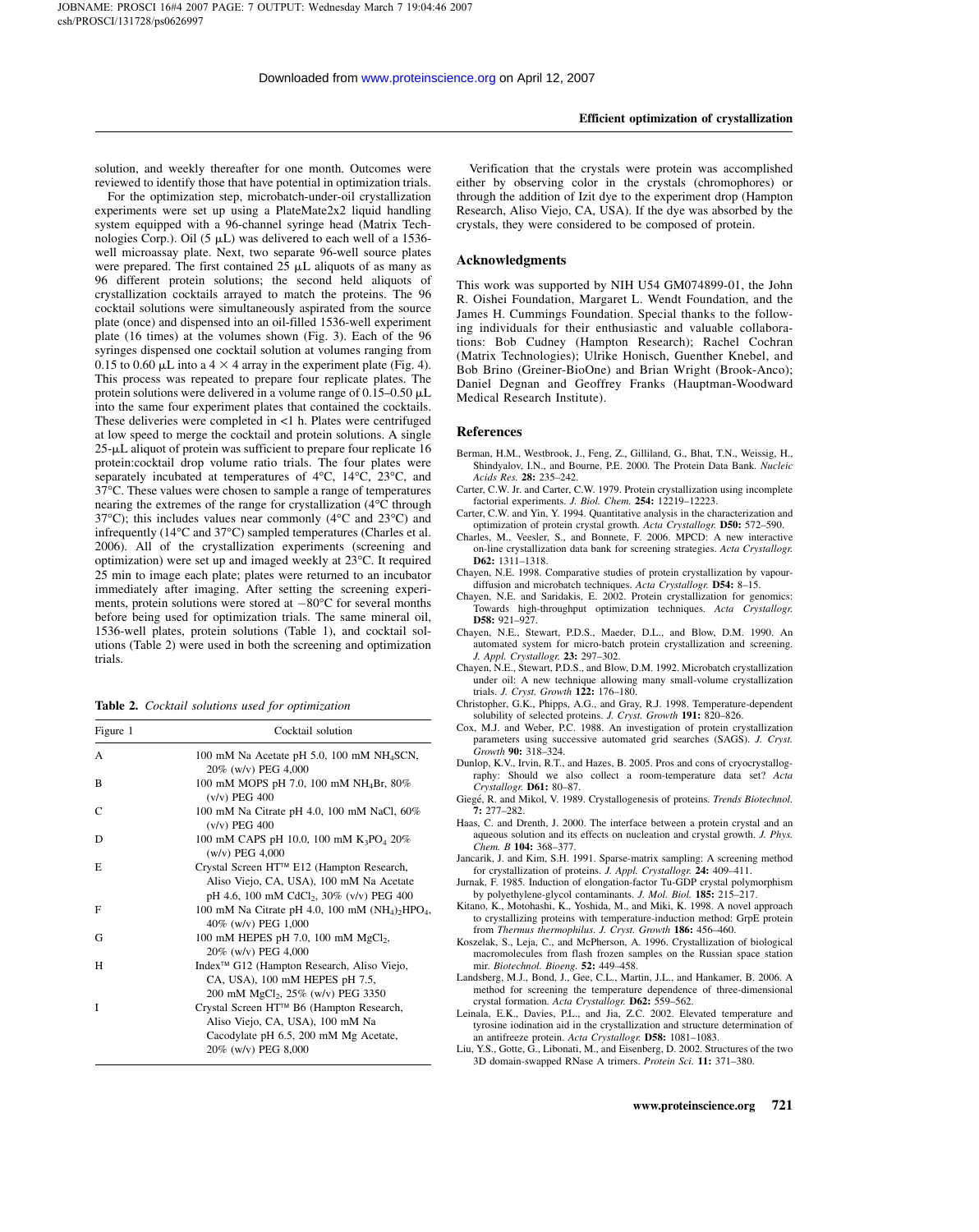solution, and weekly thereafter for one month. Outcomes were reviewed to identify those that have potential in optimization trials.

For the optimization step, microbatch-under-oil crystallization experiments were set up using a PlateMate2x2 liquid handling system equipped with a 96-channel syringe head (Matrix Technologies Corp.). Oil (5 μL) was delivered to each well of a 1536-well microassay plate. Next, two separate 96-well source plates were prepared. The first contained 25 μL aliquots of as many as 96 different protein solutions; the second held aliquots of crystallization cocktails arrayed to match the proteins. The 96 cocktail solutions were simultaneously aspirated from the source plate (once) and dispensed into an oil-filled 1536-well experiment plate (16 times) at the volumes shown (Fig. 3). Each of the 96 syringes dispensed one cocktail solution at volumes ranging from 0.15 to 0.60 μL into a 4 × 4 array in the experiment plate (Fig. 4). This process was repeated to prepare four replicate plates. The protein solutions were delivered in a volume range of 0.15–0.50 μL into the same four experiment plates that contained the cocktails. These deliveries were completed in <1 h. Plates were centrifuged at low speed to merge the cocktail and protein solutions. A single 25-μL aliquot of protein was sufficient to prepare four replicate 16 protein:cocktail drop volume ratio trials. The four plates were separately incubated at temperatures of 4°C, 14°C, 23°C, and 37°C. These values were chosen to sample a range of temperatures nearing the extremes of the range for crystallization (4°C through 37°C); this includes values near commonly (4°C and 23°C) and infrequently (14°C and 37°C) sampled temperatures (Charles et al. 2006). All of the crystallization experiments (screening and optimization) were set up and imaged weekly at 23°C. It required 25 min to image each plate; plates were returned to an incubator immediately after imaging. After setting the screening experiments, protein solutions were stored at −80°C for several months before being used for optimization trials. The same mineral oil, 1536-well plates, protein solutions (Table 1), and cocktail solutions (Table 2) were used in both the screening and optimization trials.

**Table 2.** *Cocktail solutions used for optimization*

| Figure 1 | Cocktail solution |
|---|---|
| A | 100 mM Na Acetate pH 5.0, 100 mM $NH_4SCN$, 20% (w/v) PEG 4,000 |
| B | 100 mM MOPS pH 7.0, 100 mM $NH_4Br$, 80% (v/v) PEG 400 |
| C | 100 mM Na Citrate pH 4.0, 100 mM NaCl, 60% (v/v) PEG 400 |
| D | 100 mM CAPS pH 10.0, 100 mM $K_3PO_4$ 20% (w/v) PEG 4,000 |
| E | Crystal Screen HT™ E12 (Hampton Research, Aliso Viejo, CA, USA), 100 mM Na Acetate pH 4.6, 100 mM $CdCl_2$, 30% (v/v) PEG 400 |
| F | 100 mM Na Citrate pH 4.0, 100 mM $(NH_4)_2HPO_4$, 40% (w/v) PEG 1,000 |
| G | 100 mM HEPES pH 7.0, 100 mM $MgCl_2$, 20% (w/v) PEG 4,000 |
| H | Index™ G12 (Hampton Research, Aliso Viejo, CA, USA), 100 mM HEPES pH 7.5, 200 mM $MgCl_2$, 25% (w/v) PEG 3350 |
| I | Crystal Screen HT™ B6 (Hampton Research, Aliso Viejo, CA, USA), 100 mM Na Cacodylate pH 6.5, 200 mM Mg Acetate, 20% (w/v) PEG 8,000 |

Verification that the crystals were protein was accomplished either by observing color in the crystals (chromophores) or through the addition of Izit dye to the experiment drop (Hampton Research, Aliso Viejo, CA, USA). If the dye was absorbed by the crystals, they were considered to be composed of protein.

## Acknowledgments

This work was supported by NIH U54 GM074899-01, the John R. Oishei Foundation, Margaret L. Wendt Foundation, and the James H. Cummings Foundation. Special thanks to the following individuals for their enthusiastic and valuable collaborations: Bob Cudney (Hampton Research); Rachel Cochran (Matrix Technologies); Ulrike Honisch, Guenther Knebel, and Bob Brino (Greiner-BioOne) and Brian Wright (Brook-Anco); Daniel Degnan and Geoffrey Franks (Hauptman-Woodward Medical Research Institute).

## References

Berman, H.M., Westbrook, J., Feng, Z., Gilliland, G., Bhat, T.N., Weissig, H., Shindyalov, I.N., and Bourne, P.E. 2000. The Protein Data Bank. *Nucleic Acids Res.* **28:** 235–242.

Carter, C.W. Jr. and Carter, C.W. 1979. Protein crystallization using incomplete factorial experiments. *J. Biol. Chem.* **254:** 12219–12223.

Carter, C.W. and Yin, Y. 1994. Quantitative analysis in the characterization and optimization of protein crystal growth. *Acta Crystallogr.* **D50:** 572–590.

Charles, M., Veesler, S., and Bonnete, F. 2006. MPCD: A new interactive on-line crystallization data bank for screening strategies. *Acta Crystallogr.* **D62:** 1311–1318.

Chayen, N.E. 1998. Comparative studies of protein crystallization by vapour-diffusion and microbatch techniques. *Acta Crystallogr.* **D54:** 8–15.

Chayen, N.E. and Saridakis, E. 2002. Protein crystallization for genomics: Towards high-throughput optimization techniques. *Acta Crystallogr.* **D58:** 921–927.

Chayen, N.E., Stewart, P.D.S., Maeder, D.L., and Blow, D.M. 1990. An automated system for micro-batch protein crystallization and screening. *J. Appl. Crystallogr.* **23:** 297–302.

Chayen, N.E., Stewart, P.D.S., and Blow, D.M. 1992. Microbatch crystallization under oil: A new technique allowing many small-volume crystallization trials. *J. Cryst. Growth* **122:** 176–180.

Christopher, G.K., Phipps, A.G., and Gray, R.J. 1998. Temperature-dependent solubility of selected proteins. *J. Cryst. Growth* **191:** 820–826.

Cox, M.J. and Weber, P.C. 1988. An investigation of protein crystallization parameters using successive automated grid searches (SAGS). *J. Cryst. Growth* **90:** 318–324.

Dunlop, K.V., Irvin, R.T., and Hazes, B. 2005. Pros and cons of cryocrystallography: Should we also collect a room-temperature data set? *Acta Crystallogr.* **D61:** 80–87.

Giegé, R. and Mikol, V. 1989. Crystallogenesis of proteins. *Trends Biotechnol.* **7:** 277–282.

Haas, C. and Drenth, J. 2000. The interface between a protein crystal and an aqueous solution and its effects on nucleation and crystal growth. *J. Phys. Chem. B* **104:** 368–377.

Jancarik, J. and Kim, S.H. 1991. Sparse-matrix sampling: A screening method for crystallization of proteins. *J. Appl. Crystallogr.* **24:** 409–411.

Jurnak, F. 1985. Induction of elongation-factor Tu-GDP crystal polymorphism by polyethylene-glycol contaminants. *J. Mol. Biol.* **185:** 215–217.

Kitano, K., Motohashi, K., Yoshida, M., and Miki, K. 1998. A novel approach to crystallizing proteins with temperature-induction method: GrpE protein from *Thermus thermophilus*. *J. Cryst. Growth* **186:** 456–460.

Koszelak, S., Leja, C., and McPherson, A. 1996. Crystallization of biological macromolecules from flash frozen samples on the Russian space station mir. *Biotechnol. Bioeng.* **52:** 449–458.

Landsberg, M.J., Bond, J., Gee, C.L., Martin, J.L., and Hankamer, B. 2006. A method for screening the temperature dependence of three-dimensional crystal formation. *Acta Crystallogr.* **D62:** 559–562.

Leinala, E.K., Davies, P.L., and Jia, Z.C. 2002. Elevated temperature and tyrosine iodination aid in the crystallization and structure determination of an antifreeze protein. *Acta Crystallogr.* **D58:** 1081–1083.

Liu, Y.S., Gotte, G., Libonati, M., and Eisenberg, D. 2002. Structures of the two 3D domain-swapped RNase A trimers. *Protein Sci.* **11:** 371–380.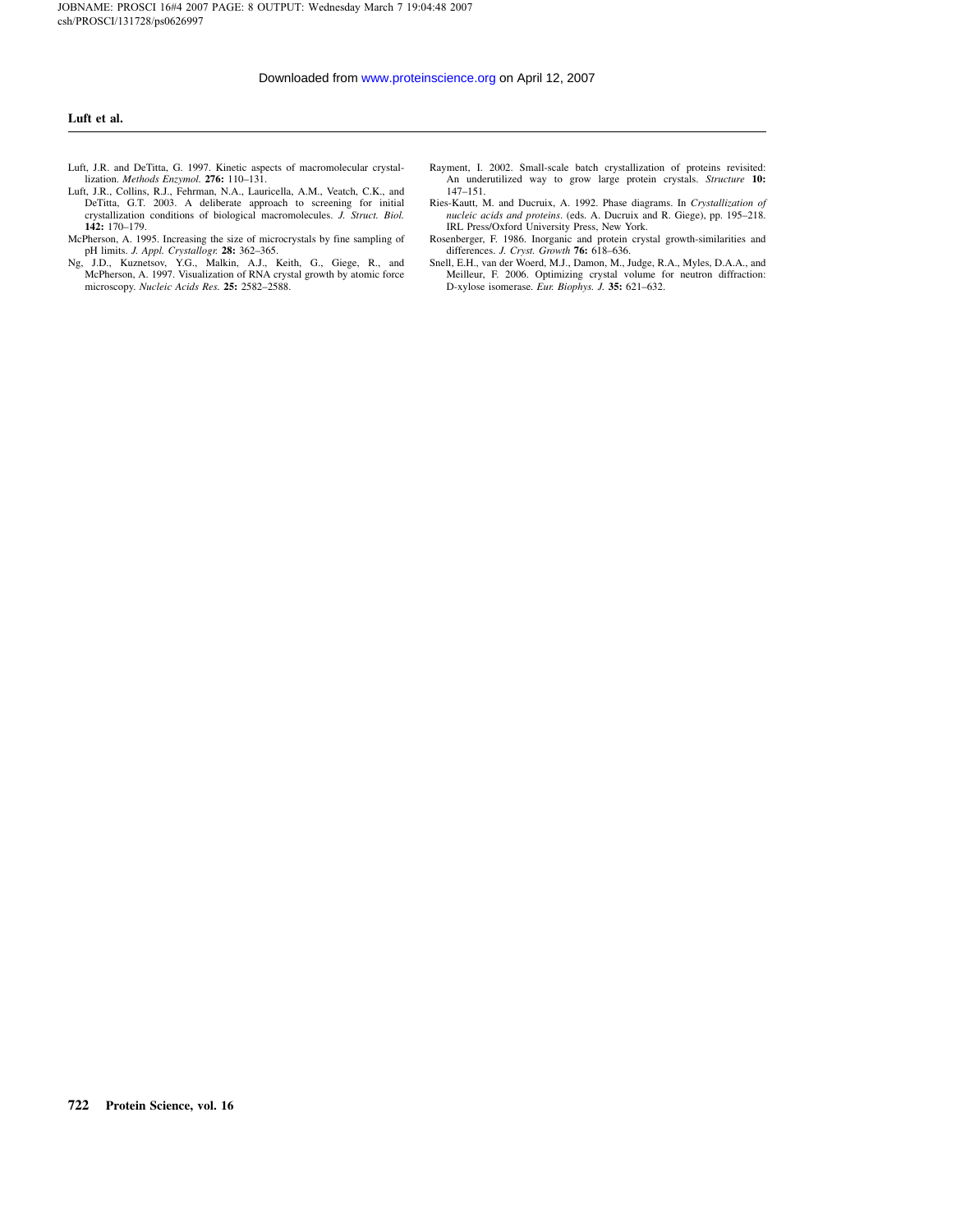Luft, J.R. and DeTitta, G. 1997. Kinetic aspects of macromolecular crystallization. *Methods Enzymol.* **276:** 110–131.

Luft, J.R., Collins, R.J., Fehrman, N.A., Lauricella, A.M., Veatch, C.K., and DeTitta, G.T. 2003. A deliberate approach to screening for initial crystallization conditions of biological macromolecules. *J. Struct. Biol.* **142:** 170–179.

McPherson, A. 1995. Increasing the size of microcrystals by fine sampling of pH limits. *J. Appl. Crystallogr.* **28:** 362–365.

Ng, J.D., Kuznetsov, Y.G., Malkin, A.J., Keith, G., Giege, R., and McPherson, A. 1997. Visualization of RNA crystal growth by atomic force microscopy. *Nucleic Acids Res.* **25:** 2582–2588.

Rayment, I. 2002. Small-scale batch crystallization of proteins revisited: An underutilized way to grow large protein crystals. *Structure* **10:** 147–151.

Ries-Kautt, M. and Ducruix, A. 1992. Phase diagrams. In *Crystallization of nucleic acids and proteins*. (eds. A. Ducruix and R. Giege), pp. 195–218. IRL Press/Oxford University Press, New York.

Rosenberger, F. 1986. Inorganic and protein crystal growth-similarities and differences. *J. Cryst. Growth* **76:** 618–636.

Snell, E.H., van der Woerd, M.J., Damon, M., Judge, R.A., Myles, D.A.A., and Meilleur, F. 2006. Optimizing crystal volume for neutron diffraction: D-xylose isomerase. *Eur. Biophys. J.* **35:** 621–632.